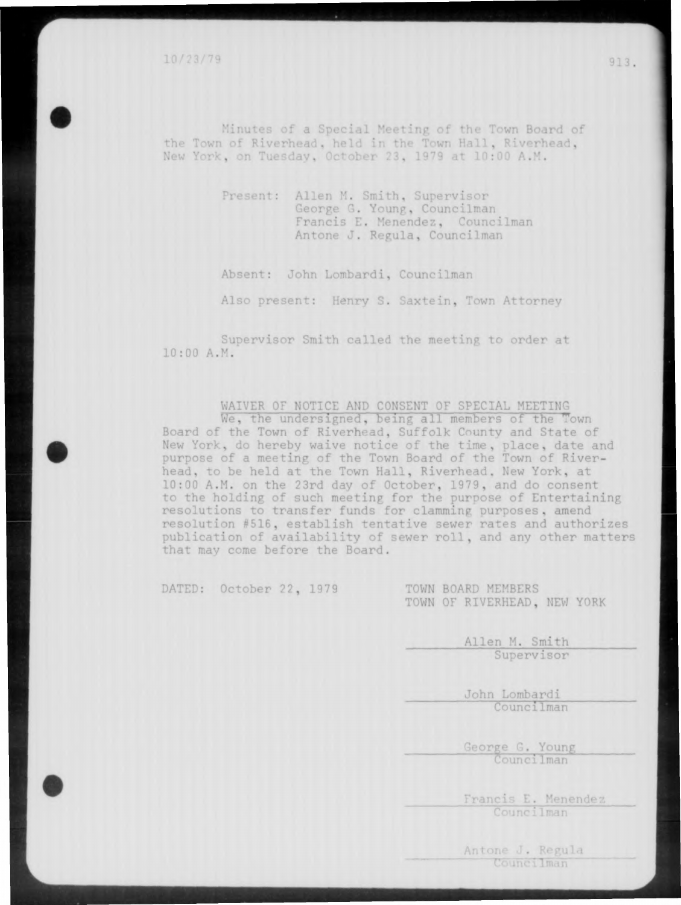Minutes of a Special Meeting of the Town Board of the Town of Riverhead, held in the Town Hall, Riverhead, New York, on Tuesday, October 23, 1979 at 10:00 A.M.

Present: Allen M. Smith, Supervisor
George G. Young, Councilman
Francis E. Menendez, Councilman
Antone J. Regula, Councilman

Absent: John Lombardi, Councilman

Also present: Henry S. Saxtein, Town Attorney

Supervisor Smith called the meeting to order at 10:00 A.M.

## WAIVER OF NOTICE AND CONSENT OF SPECIAL MEETING

We, the undersigned, being all members of the Town Board of the Town of Riverhead, Suffolk County and State of New York, do hereby waive notice of the time, place, date and purpose of a meeting of the Town Board of the Town of Riverhead, to be held at the Town Hall, Riverhead, New York, at 10:00 A.M. on the 23rd day of October, 1979, and do consent to the holding of such meeting for the purpose of Entertaining resolutions to transfer funds for clamming purposes, amend resolution #516, establish tentative sewer rates and authorizes publication of availability of sewer roll, and any other matters that may come before the Board.

DATED: October 22, 1979

TOWN BOARD MEMBERS
TOWN OF RIVERHEAD, NEW YORK

Allen M. Smith
Supervisor

John Lombardi
Councilman

George G. Young
Councilman

Francis E. Menendez
Councilman

Antone J. Regula
Councilman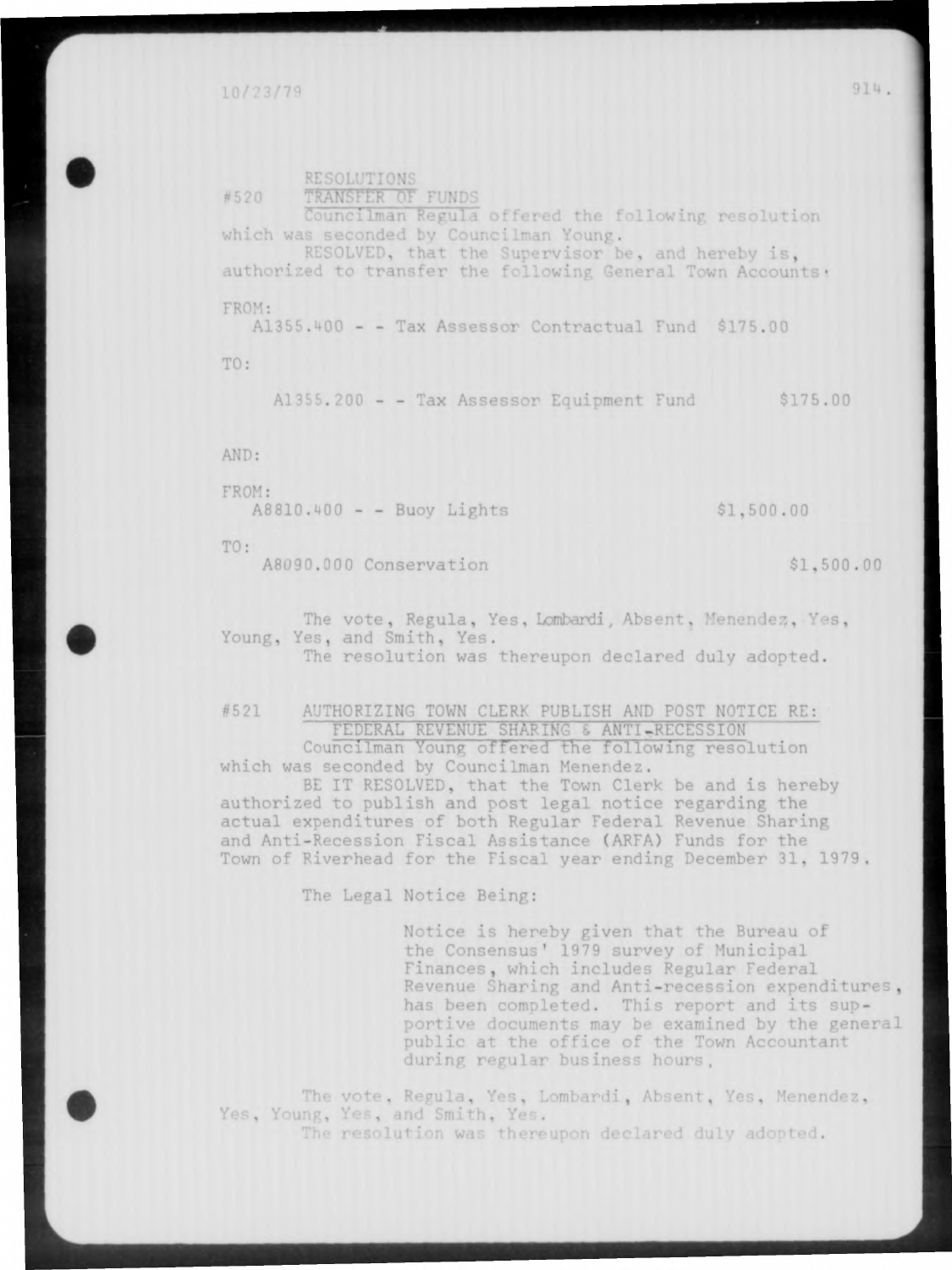10/23/79

RESOLUTIONS

#520 TRANSFER OF FUNDS

Councilman Regula offered the following resolution which was seconded by Councilman Young.

RESOLVED, that the Supervisor be, and hereby is, authorized to transfer the following General Town Accounts:

FROM:
A1355.400 - - Tax Assessor Contractual Fund $175.00

TO:
A1355.200 - - Tax Assessor Equipment Fund $175.00

AND:

FROM:
A8810.400 - - Buoy Lights $1,500.00

TO:
A8090.000 Conservation $1,500.00

The vote, Regula, Yes, Lombardi, Absent, Menendez, Yes, Young, Yes, and Smith, Yes.

The resolution was thereupon declared duly adopted.

#521 AUTHORIZING TOWN CLERK PUBLISH AND POST NOTICE RE: FEDERAL REVENUE SHARING & ANTI-RECESSION

Councilman Young offered the following resolution which was seconded by Councilman Menendez.

BE IT RESOLVED, that the Town Clerk be and is hereby authorized to publish and post legal notice regarding the actual expenditures of both Regular Federal Revenue Sharing and Anti-Recession Fiscal Assistance (ARFA) Funds for the Town of Riverhead for the Fiscal year ending December 31, 1979.

The Legal Notice Being:

> Notice is hereby given that the Bureau of the Consensus' 1979 survey of Municipal Finances, which includes Regular Federal Revenue Sharing and Anti-recession expenditures, has been completed. This report and its supportive documents may be examined by the general public at the office of the Town Accountant during regular business hours.

The vote, Regula, Yes, Lombardi, Absent, Yes, Menendez, Yes, Young, Yes, and Smith, Yes.

The resolution was thereupon declared duly adopted.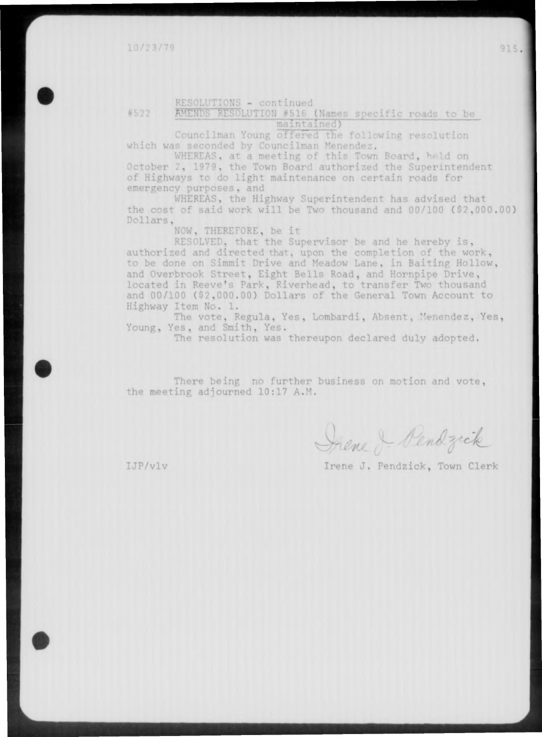RESOLUTIONS - continued

#522 AMENDS RESOLUTION #516 (Names specific roads to be maintained)

Councilman Young offered the following resolution which was seconded by Councilman Menendez.

WHEREAS, at a meeting of this Town Board, held on October 2, 1979, the Town Board authorized the Superintendent of Highways to do light maintenance on certain roads for emergency purposes, and

WHEREAS, the Highway Superintendent has advised that the cost of said work will be Two thousand and 00/100 ($2,000.00) Dollars,

NOW, THEREFORE, be it

RESOLVED, that the Supervisor be and he hereby is, authorized and directed that, upon the completion of the work, to be done on Simmit Drive and Meadow Lane, in Baiting Hollow, and Overbrook Street, Eight Bells Road, and Hornpipe Drive, located in Reeve's Park, Riverhead, to transfer Two thousand and 00/100 ($2,000.00) Dollars of the General Town Account to Highway Item No. 1.

The vote, Regula, Yes, Lombardi, Absent, Menendez, Yes, Young, Yes, and Smith, Yes.

The resolution was thereupon declared duly adopted.

There being no further business on motion and vote, the meeting adjourned 10:17 A.M.

Irene J. Pendzick

IJP/vlv

Irene J. Pendzick, Town Clerk